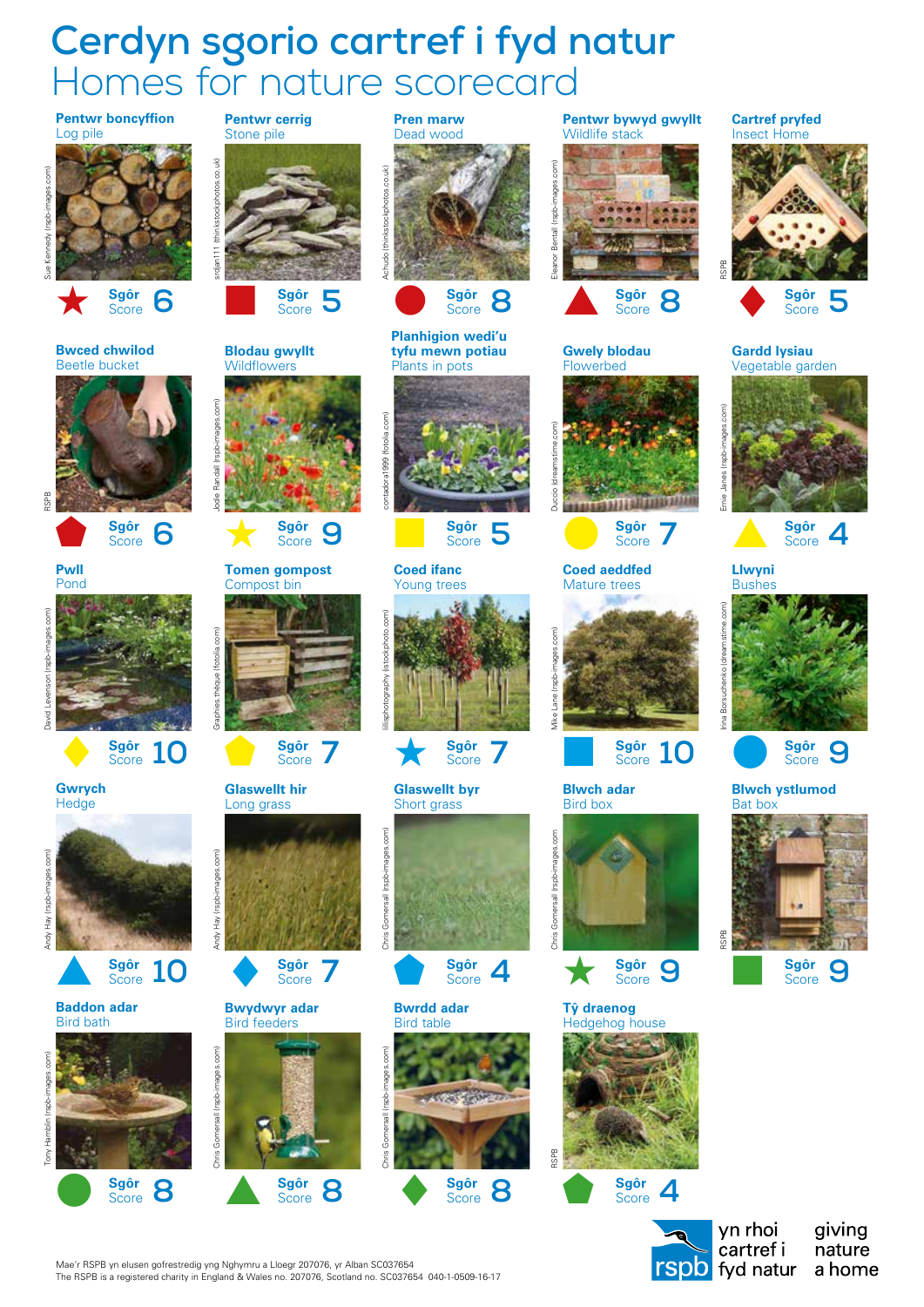# Cerdyn sgorio cartref i fyd natur
## Homes for nature scorecard

| Welsh | English | Sgôr / Score |
|---|---|---|
| Pentwr boncyffion | Log pile | 6 |
| Pentwr cerrig | Stone pile | 5 |
| Pren marw | Dead wood | 8 |
| Pentwr bywyd gwyllt | Wildlife stack | 8 |
| Cartref pryfed | Insect Home | 5 |
| Bwced chwilod | Beetle bucket | 6 |
| Blodau gwyllt | Wildflowers | 9 |
| Planhigion wedi'u tyfu mewn potiau | Plants in pots | 5 |
| Gwely blodau | Flowerbed | 7 |
| Gardd lysiau | Vegetable garden | 4 |
| Pwll | Pond | 10 |
| Tomen gompost | Compost bin | 7 |
| Coed ifanc | Young trees | 7 |
| Coed aeddfed | Mature trees | 10 |
| Llwyni | Bushes | 9 |
| Gwrych | Hedge | 10 |
| Glaswellt hir | Long grass | 7 |
| Glaswellt byr | Short grass | 4 |
| Blwch adar | Bird box | 9 |
| Blwch ystlumod | Bat box | 9 |
| Baddon adar | Bird bath | 8 |
| Bwydwyr adar | Bird feeders | 8 |
| Bwrdd adar | Bird table | 8 |
| Tŷ draenog | Hedgehog house | 4 |

Sue Kennedy (rspb-images.com); srdjan111 (thinkstockphotos.co.uk); Achudo (thinkstockphotos.co.uk); Eleanor Bentall (rspb-images.com); RSPB; RSPB; Jodie Randall (rspb-images.com); contadora1999 (fotolia.com); Duccio (dreamstime.com); Ernie Janes (rspb-images.com); David Levenson (rspb-images.com); Graphies.thèque (fotolia.com); lillisphotography (istockphoto.com); Mike Lane (rspb-images.com); Irina Borsuchenko (dreamstime.com); Andy Hay (rspb-images.com); Andy Hay (rspb-images.com); Chris Gomersall (rspb-images.com); Chris Gomersall (rspb-images.com); RSPB; Tony Hamblin (rspb-images.com); Chris Gomersall (rspb-images.com); Chris Gomersall (rspb-images.com); RSPB

rspb — yn rhoi cartref i fyd natur — giving nature a home

Mae'r RSPB yn elusen gofrestredig yng Nghymru a Lloegr 207076, yr Alban SC037654
The RSPB is a registered charity in England & Wales no. 207076, Scotland no. SC037654 040-1-0509-16-17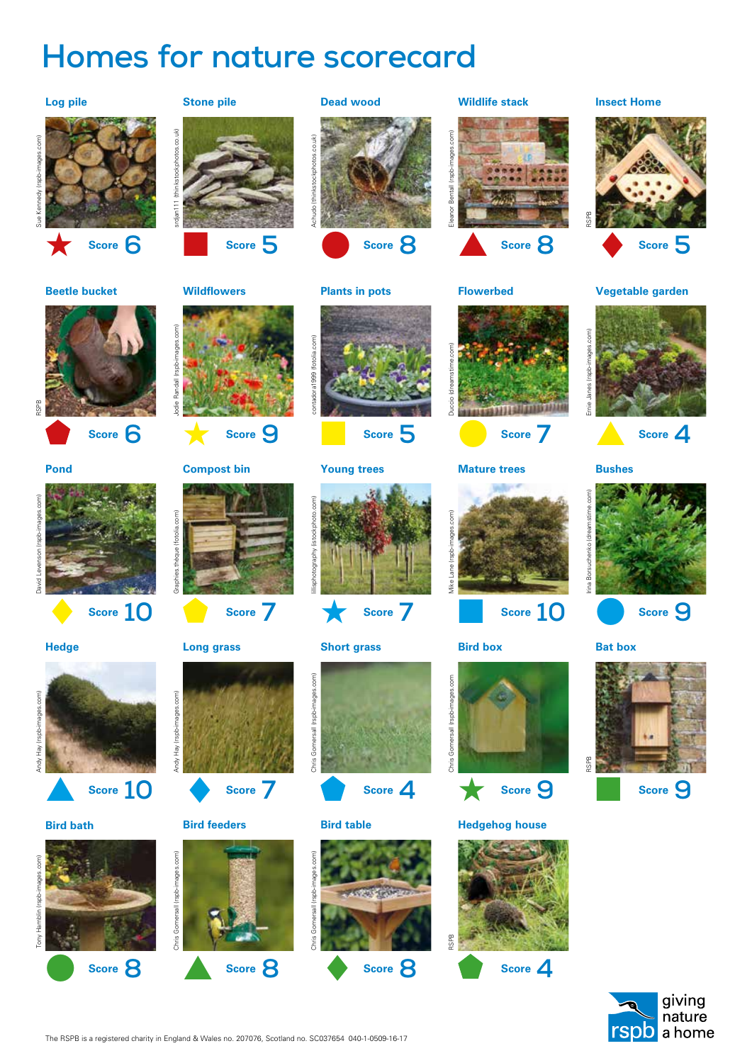# Homes for nature scorecard

**Log pile**

Sue Kennedy (rspb-images.com)

Score 6

**Stone pile**

srdjan111 (thinkstockphotos.co.uk)

Score 5

**Dead wood**

Achudo (thinkstockphotos.co.uk)

Score 8

**Wildlife stack**

Eleanor Bentall (rspb-images.com)

Score 8

**Insect Home**

RSPB

Score 5

**Beetle bucket**

RSPB

Score 6

**Wildflowers**

Jodie Randall (rspb-images.com)

Score 9

**Plants in pots**

contadora1999 (fotolia.com)

Score 5

**Flowerbed**

Duccio (dreamstime.com)

Score 7

**Vegetable garden**

Ernie Janes (rspb-images.com)

Score 4

**Pond**

David Levenson (rspb-images.com)

Score 10

**Compost bin**

Graphies.thèque (fotolia.com)

Score 7

**Young trees**

lillisphotography (istockphoto.com)

Score 7

**Mature trees**

Mike Lane (rspb-images.com)

Score 10

**Bushes**

Irina Borsuchenko (dreamstime.com)

Score 9

**Hedge**

Andy Hay (rspb-images.com)

Score 10

**Long grass**

Andy Hay (rspb-images.com)

Score 7

**Short grass**

Chris Gomersall (rspb-images.com)

Score 4

**Bird box**

Chris Gomersall (rspb-images.com)

Score 9

**Bat box**

RSPB

Score 9

**Bird bath**

Tony Hamblin (rspb-images.com)

Score 8

**Bird feeders**

Chris Gomersall (rspb-images.com)

Score 8

**Bird table**

Chris Gomersall (rspb-images.com)

Score 8

**Hedgehog house**

RSPB

Score 4

rspb giving nature a home

The RSPB is a registered charity in England & Wales no. 207076, Scotland no. SC037654 040-1-0509-16-17